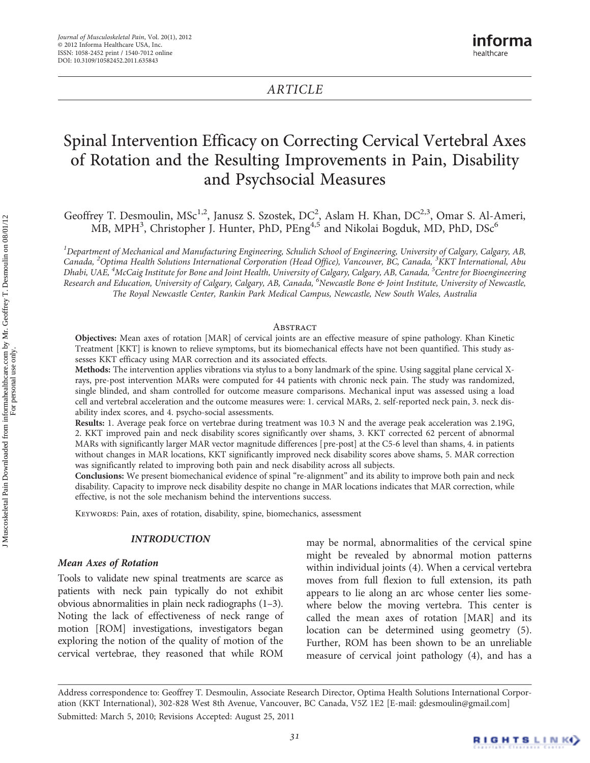ARTICLE

# Spinal Intervention Efficacy on Correcting Cervical Vertebral Axes of Rotation and the Resulting Improvements in Pain, Disability and Psychsocial Measures

Geoffrey T. Desmoulin, MSc[1,2], Janusz S. Szostek, DC[2], Aslam H. Khan, DC[2,3], Omar S. Al-Ameri, MB, MPH[3], Christopher J. Hunter, PhD, PEng[4,5] and Nikolai Bogduk, MD, PhD, DSc[6]

*[1]Department of Mechanical and Manufacturing Engineering, Schulich School of Engineering, University of Calgary, Calgary, AB, Canada, [2]Optima Health Solutions International Corporation (Head Office), Vancouver, BC, Canada, [3]KKT International, Abu Dhabi, UAE, [4]McCaig Institute for Bone and Joint Health, University of Calgary, Calgary, AB, Canada, [5]Centre for Bioengineering Research and Education, University of Calgary, Calgary, AB, Canada, [6]Newcastle Bone & Joint Institute, University of Newcastle, The Royal Newcastle Center, Rankin Park Medical Campus, Newcastle, New South Wales, Australia*

## Abstract

**Objectives:** Mean axes of rotation [MAR] of cervical joints are an effective measure of spine pathology. Khan Kinetic Treatment [KKT] is known to relieve symptoms, but its biomechanical effects have not been quantified. This study assesses KKT efficacy using MAR correction and its associated effects.

**Methods:** The intervention applies vibrations via stylus to a bony landmark of the spine. Using saggital plane cervical X-rays, pre-post intervention MARs were computed for 44 patients with chronic neck pain. The study was randomized, single blinded, and sham controlled for outcome measure comparisons. Mechanical input was assessed using a load cell and vertebral acceleration and the outcome measures were: 1. cervical MARs, 2. self-reported neck pain, 3. neck disability index scores, and 4. psycho-social assessments.

**Results:** 1. Average peak force on vertebrae during treatment was 10.3 N and the average peak acceleration was 2.19G, 2. KKT improved pain and neck disability scores significantly over shams, 3. KKT corrected 62 percent of abnormal MARs with significantly larger MAR vector magnitude differences [pre-post] at the C5-6 level than shams, 4. in patients without changes in MAR locations, KKT significantly improved neck disability scores above shams, 5. MAR correction was significantly related to improving both pain and neck disability across all subjects.

**Conclusions:** We present biomechanical evidence of spinal "re-alignment" and its ability to improve both pain and neck disability. Capacity to improve neck disability despite no change in MAR locations indicates that MAR correction, while effective, is not the sole mechanism behind the interventions success.

Keywords: Pain, axes of rotation, disability, spine, biomechanics, assessment

## INTRODUCTION

### Mean Axes of Rotation

Tools to validate new spinal treatments are scarce as patients with neck pain typically do not exhibit obvious abnormalities in plain neck radiographs (1–3). Noting the lack of effectiveness of neck range of motion [ROM] investigations, investigators began exploring the notion of the quality of motion of the cervical vertebrae, they reasoned that while ROM may be normal, abnormalities of the cervical spine might be revealed by abnormal motion patterns within individual joints (4). When a cervical vertebra moves from full flexion to full extension, its path appears to lie along an arc whose center lies somewhere below the moving vertebra. This center is called the mean axes of rotation [MAR] and its location can be determined using geometry (5). Further, ROM has been shown to be an unreliable measure of cervical joint pathology (4), and has a

Address correspondence to: Geoffrey T. Desmoulin, Associate Research Director, Optima Health Solutions International Corporation (KKT International), 302-828 West 8th Avenue, Vancouver, BC Canada, V5Z 1E2 [E-mail: gdesmoulin@gmail.com]

Submitted: March 5, 2010; Revisions Accepted: August 25, 2011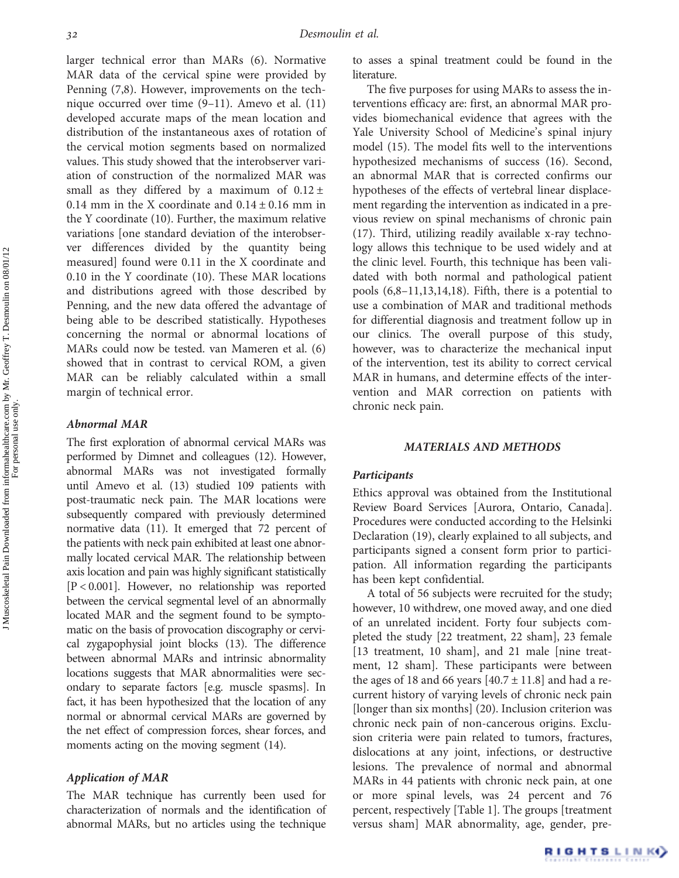larger technical error than MARs (6). Normative MAR data of the cervical spine were provided by Penning (7,8). However, improvements on the technique occurred over time (9–11). Amevo et al. (11) developed accurate maps of the mean location and distribution of the instantaneous axes of rotation of the cervical motion segments based on normalized values. This study showed that the interobserver variation of construction of the normalized MAR was small as they differed by a maximum of $0.12 \pm 0.14$ mm in the X coordinate and $0.14 \pm 0.16$ mm in the Y coordinate (10). Further, the maximum relative variations [one standard deviation of the interobserver differences divided by the quantity being measured] found were 0.11 in the X coordinate and 0.10 in the Y coordinate (10). These MAR locations and distributions agreed with those described by Penning, and the new data offered the advantage of being able to be described statistically. Hypotheses concerning the normal or abnormal locations of MARs could now be tested. van Mameren et al. (6) showed that in contrast to cervical ROM, a given MAR can be reliably calculated within a small margin of technical error.

### Abnormal MAR

The first exploration of abnormal cervical MARs was performed by Dimnet and colleagues (12). However, abnormal MARs was not investigated formally until Amevo et al. (13) studied 109 patients with post-traumatic neck pain. The MAR locations were subsequently compared with previously determined normative data (11). It emerged that 72 percent of the patients with neck pain exhibited at least one abnormally located cervical MAR. The relationship between axis location and pain was highly significant statistically [$P < 0.001$]. However, no relationship was reported between the cervical segmental level of an abnormally located MAR and the segment found to be symptomatic on the basis of provocation discography or cervical zygapophysial joint blocks (13). The difference between abnormal MARs and intrinsic abnormality locations suggests that MAR abnormalities were secondary to separate factors [e.g. muscle spasms]. In fact, it has been hypothesized that the location of any normal or abnormal cervical MARs are governed by the net effect of compression forces, shear forces, and moments acting on the moving segment (14).

### Application of MAR

The MAR technique has currently been used for characterization of normals and the identification of abnormal MARs, but no articles using the technique to asses a spinal treatment could be found in the literature.

The five purposes for using MARs to assess the interventions efficacy are: first, an abnormal MAR provides biomechanical evidence that agrees with the Yale University School of Medicine's spinal injury model (15). The model fits well to the interventions hypothesized mechanisms of success (16). Second, an abnormal MAR that is corrected confirms our hypotheses of the effects of vertebral linear displacement regarding the intervention as indicated in a previous review on spinal mechanisms of chronic pain (17). Third, utilizing readily available x-ray technology allows this technique to be used widely and at the clinic level. Fourth, this technique has been validated with both normal and pathological patient pools (6,8–11,13,14,18). Fifth, there is a potential to use a combination of MAR and traditional methods for differential diagnosis and treatment follow up in our clinics. The overall purpose of this study, however, was to characterize the mechanical input of the intervention, test its ability to correct cervical MAR in humans, and determine effects of the intervention and MAR correction on patients with chronic neck pain.

## MATERIALS AND METHODS

### Participants

Ethics approval was obtained from the Institutional Review Board Services [Aurora, Ontario, Canada]. Procedures were conducted according to the Helsinki Declaration (19), clearly explained to all subjects, and participants signed a consent form prior to participation. All information regarding the participants has been kept confidential.

A total of 56 subjects were recruited for the study; however, 10 withdrew, one moved away, and one died of an unrelated incident. Forty four subjects completed the study [22 treatment, 22 sham], 23 female [13 treatment, 10 sham], and 21 male [nine treatment, 12 sham]. These participants were between the ages of 18 and 66 years [$40.7 \pm 11.8$] and had a recurrent history of varying levels of chronic neck pain [longer than six months] (20). Inclusion criterion was chronic neck pain of non-cancerous origins. Exclusion criteria were pain related to tumors, fractures, dislocations at any joint, infections, or destructive lesions. The prevalence of normal and abnormal MARs in 44 patients with chronic neck pain, at one or more spinal levels, was 24 percent and 76 percent, respectively [Table 1]. The groups [treatment versus sham] MAR abnormality, age, gender, pre-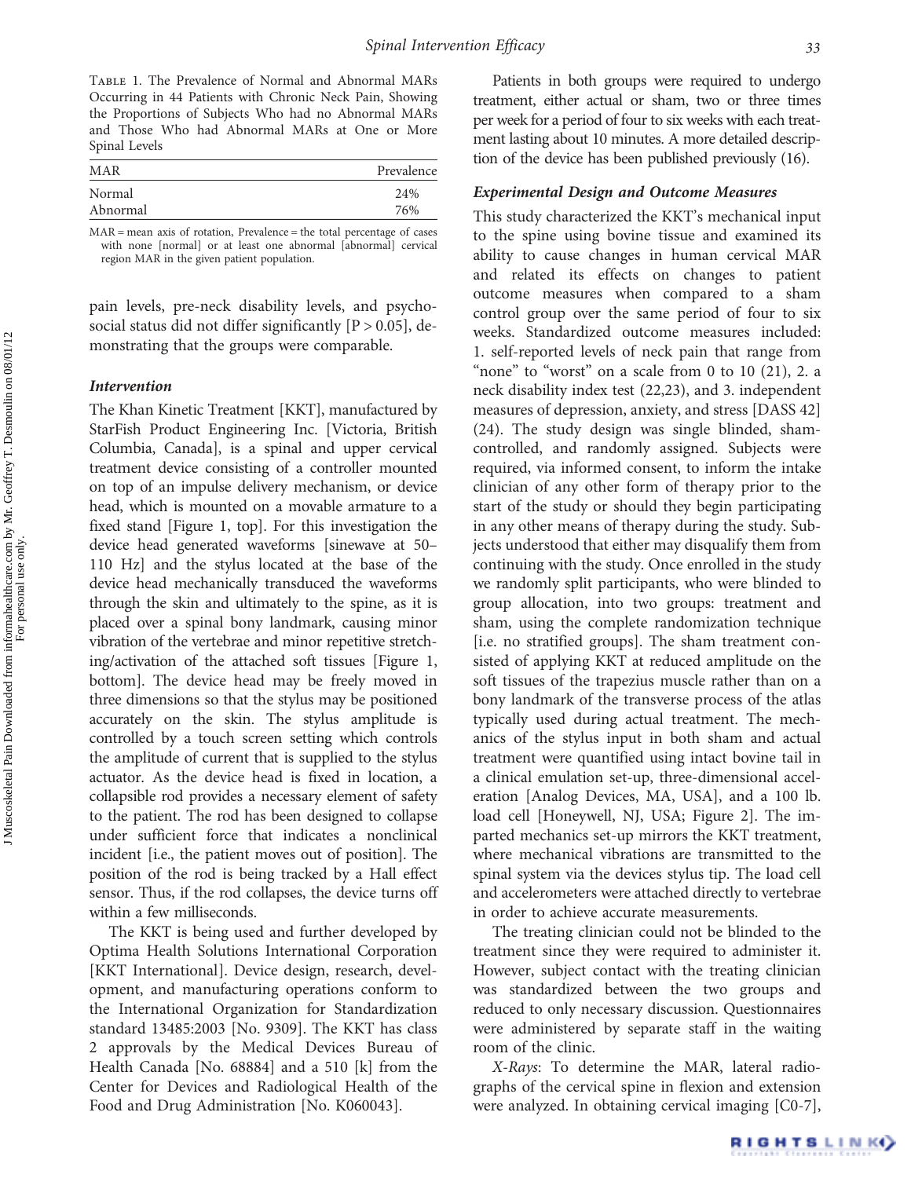TABLE 1. The Prevalence of Normal and Abnormal MARs Occurring in 44 Patients with Chronic Neck Pain, Showing the Proportions of Subjects Who had no Abnormal MARs and Those Who had Abnormal MARs at One or More Spinal Levels

| MAR | Prevalence |
|---|---|
| Normal | 24% |
| Abnormal | 76% |

MAR = mean axis of rotation, Prevalence = the total percentage of cases with none [normal] or at least one abnormal [abnormal] cervical region MAR in the given patient population.

pain levels, pre-neck disability levels, and psychosocial status did not differ significantly [P > 0.05], demonstrating that the groups were comparable.

### Intervention

The Khan Kinetic Treatment [KKT], manufactured by StarFish Product Engineering Inc. [Victoria, British Columbia, Canada], is a spinal and upper cervical treatment device consisting of a controller mounted on top of an impulse delivery mechanism, or device head, which is mounted on a movable armature to a fixed stand [Figure 1, top]. For this investigation the device head generated waveforms [sinewave at 50–110 Hz] and the stylus located at the base of the device head mechanically transduced the waveforms through the skin and ultimately to the spine, as it is placed over a spinal bony landmark, causing minor vibration of the vertebrae and minor repetitive stretching/activation of the attached soft tissues [Figure 1, bottom]. The device head may be freely moved in three dimensions so that the stylus may be positioned accurately on the skin. The stylus amplitude is controlled by a touch screen setting which controls the amplitude of current that is supplied to the stylus actuator. As the device head is fixed in location, a collapsible rod provides a necessary element of safety to the patient. The rod has been designed to collapse under sufficient force that indicates a nonclinical incident [i.e., the patient moves out of position]. The position of the rod is being tracked by a Hall effect sensor. Thus, if the rod collapses, the device turns off within a few milliseconds.

The KKT is being used and further developed by Optima Health Solutions International Corporation [KKT International]. Device design, research, development, and manufacturing operations conform to the International Organization for Standardization standard 13485:2003 [No. 9309]. The KKT has class 2 approvals by the Medical Devices Bureau of Health Canada [No. 68884] and a 510 [k] from the Center for Devices and Radiological Health of the Food and Drug Administration [No. K060043].

Patients in both groups were required to undergo treatment, either actual or sham, two or three times per week for a period of four to six weeks with each treatment lasting about 10 minutes. A more detailed description of the device has been published previously (16).

### Experimental Design and Outcome Measures

This study characterized the KKT's mechanical input to the spine using bovine tissue and examined its ability to cause changes in human cervical MAR and related its effects on changes to patient outcome measures when compared to a sham control group over the same period of four to six weeks. Standardized outcome measures included: 1. self-reported levels of neck pain that range from "none" to "worst" on a scale from 0 to 10 (21), 2. a neck disability index test (22,23), and 3. independent measures of depression, anxiety, and stress [DASS 42] (24). The study design was single blinded, sham-controlled, and randomly assigned. Subjects were required, via informed consent, to inform the intake clinician of any other form of therapy prior to the start of the study or should they begin participating in any other means of therapy during the study. Subjects understood that either may disqualify them from continuing with the study. Once enrolled in the study we randomly split participants, who were blinded to group allocation, into two groups: treatment and sham, using the complete randomization technique [i.e. no stratified groups]. The sham treatment consisted of applying KKT at reduced amplitude on the soft tissues of the trapezius muscle rather than on a bony landmark of the transverse process of the atlas typically used during actual treatment. The mechanics of the stylus input in both sham and actual treatment were quantified using intact bovine tail in a clinical emulation set-up, three-dimensional acceleration [Analog Devices, MA, USA], and a 100 lb. load cell [Honeywell, NJ, USA; Figure 2]. The imparted mechanics set-up mirrors the KKT treatment, where mechanical vibrations are transmitted to the spinal system via the devices stylus tip. The load cell and accelerometers were attached directly to vertebrae in order to achieve accurate measurements.

The treating clinician could not be blinded to the treatment since they were required to administer it. However, subject contact with the treating clinician was standardized between the two groups and reduced to only necessary discussion. Questionnaires were administered by separate staff in the waiting room of the clinic.

*X-Rays*: To determine the MAR, lateral radiographs of the cervical spine in flexion and extension were analyzed. In obtaining cervical imaging [C0-7],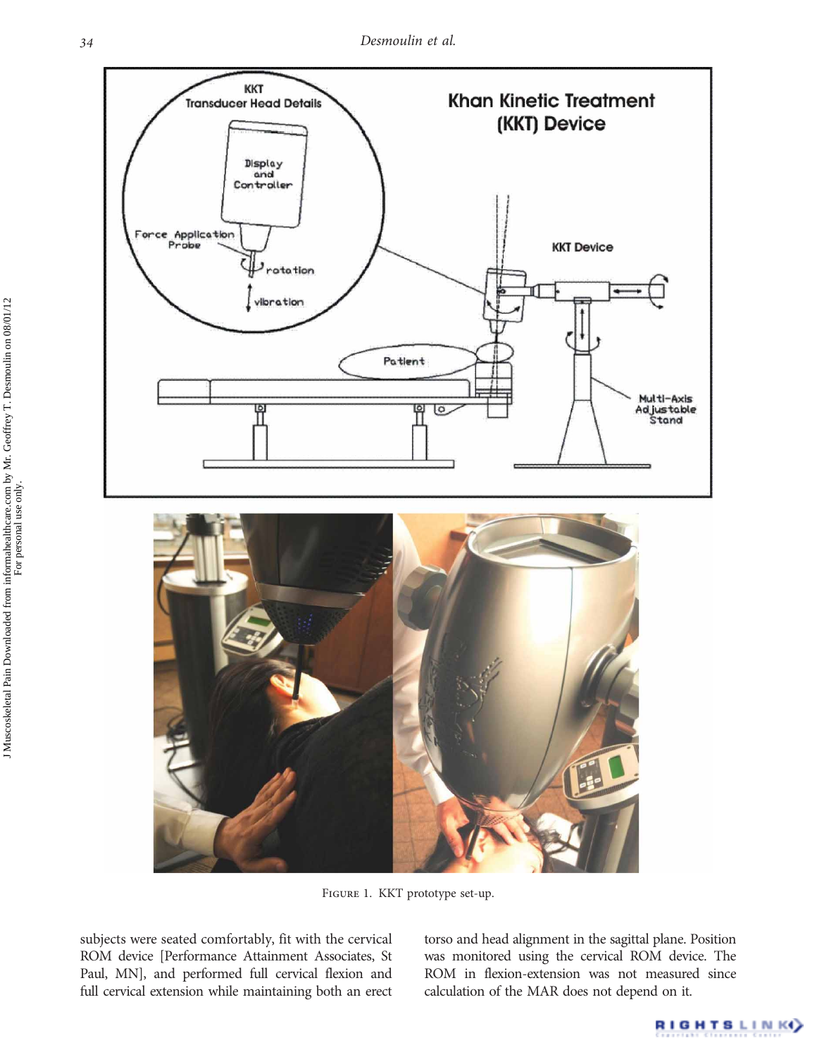FIGURE 1. KKT prototype set-up.

subjects were seated comfortably, fit with the cervical ROM device [Performance Attainment Associates, St Paul, MN], and performed full cervical flexion and full cervical extension while maintaining both an erect torso and head alignment in the sagittal plane. Position was monitored using the cervical ROM device. The ROM in flexion-extension was not measured since calculation of the MAR does not depend on it.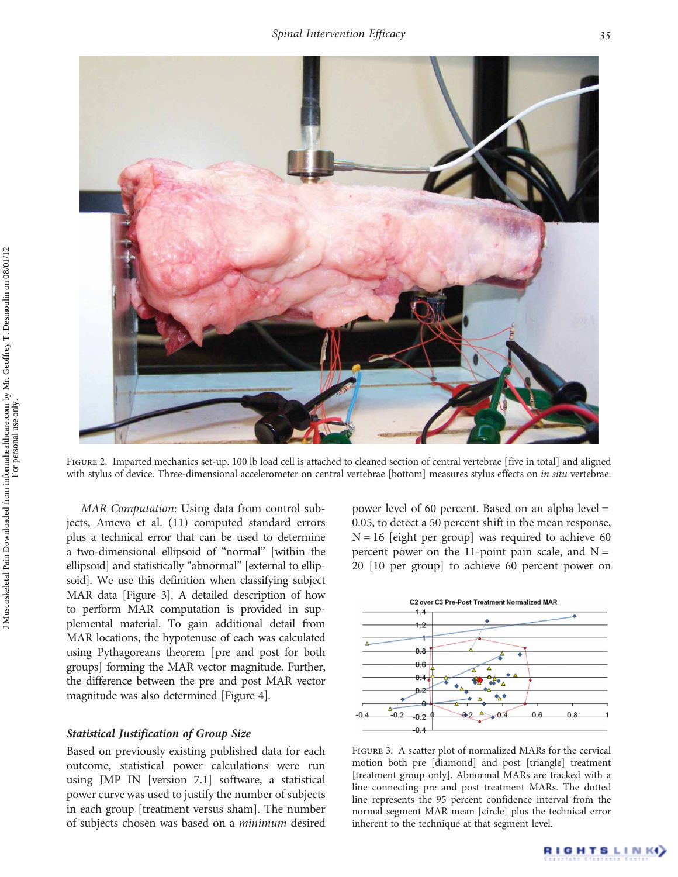FIGURE 2. Imparted mechanics set-up. 100 lb load cell is attached to cleaned section of central vertebrae [five in total] and aligned with stylus of device. Three-dimensional accelerometer on central vertebrae [bottom] measures stylus effects on *in situ* vertebrae.

*MAR Computation*: Using data from control subjects, Amevo et al. (11) computed standard errors plus a technical error that can be used to determine a two-dimensional ellipsoid of "normal" [within the ellipsoid] and statistically "abnormal" [external to ellipsoid]. We use this definition when classifying subject MAR data [Figure 3]. A detailed description of how to perform MAR computation is provided in supplemental material. To gain additional detail from MAR locations, the hypotenuse of each was calculated using Pythagoreans theorem [pre and post for both groups] forming the MAR vector magnitude. Further, the difference between the pre and post MAR vector magnitude was also determined [Figure 4].

### *Statistical Justification of Group Size*

Based on previously existing published data for each outcome, statistical power calculations were run using JMP IN [version 7.1] software, a statistical power curve was used to justify the number of subjects in each group [treatment versus sham]. The number of subjects chosen was based on a *minimum* desired power level of 60 percent. Based on an alpha level = 0.05, to detect a 50 percent shift in the mean response, N = 16 [eight per group] was required to achieve 60 percent power on the 11-point pain scale, and N = 20 [10 per group] to achieve 60 percent power on

FIGURE 3. A scatter plot of normalized MARs for the cervical motion both pre [diamond] and post [triangle] treatment [treatment group only]. Abnormal MARs are tracked with a line connecting pre and post treatment MARs. The dotted line represents the 95 percent confidence interval from the normal segment MAR mean [circle] plus the technical error inherent to the technique at that segment level.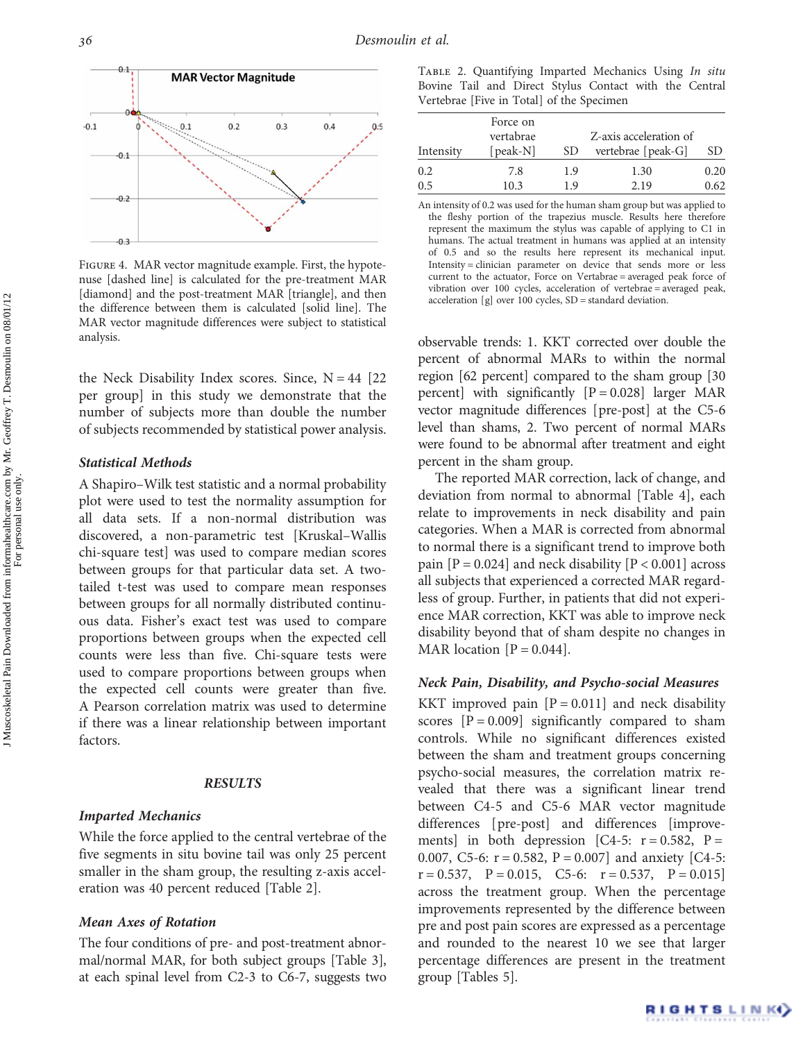FIGURE 4. MAR vector magnitude example. First, the hypotenuse [dashed line] is calculated for the pre-treatment MAR [diamond] and the post-treatment MAR [triangle], and then the difference between them is calculated [solid line]. The MAR vector magnitude differences were subject to statistical analysis.

the Neck Disability Index scores. Since, N = 44 [22 per group] in this study we demonstrate that the number of subjects more than double the number of subjects recommended by statistical power analysis.

### Statistical Methods

A Shapiro–Wilk test statistic and a normal probability plot were used to test the normality assumption for all data sets. If a non-normal distribution was discovered, a non-parametric test [Kruskal–Wallis chi-square test] was used to compare median scores between groups for that particular data set. A two-tailed t-test was used to compare mean responses between groups for all normally distributed continuous data. Fisher's exact test was used to compare proportions between groups when the expected cell counts were less than five. Chi-square tests were used to compare proportions between groups when the expected cell counts were greater than five. A Pearson correlation matrix was used to determine if there was a linear relationship between important factors.

## RESULTS

### Imparted Mechanics

While the force applied to the central vertebrae of the five segments in situ bovine tail was only 25 percent smaller in the sham group, the resulting z-axis acceleration was 40 percent reduced [Table 2].

TABLE 2. Quantifying Imparted Mechanics Using *In situ* Bovine Tail and Direct Stylus Contact with the Central Vertebrae [Five in Total] of the Specimen

| Intensity | Force on vertabrae [peak-N] | SD | Z-axis acceleration of vertebrae [peak-G] | SD |
|---|---|---|---|---|
| 0.2 | 7.8 | 1.9 | 1.30 | 0.20 |
| 0.5 | 10.3 | 1.9 | 2.19 | 0.62 |

An intensity of 0.2 was used for the human sham group but was applied to the fleshy portion of the trapezius muscle. Results here therefore represent the maximum the stylus was capable of applying to C1 in humans. The actual treatment in humans was applied at an intensity of 0.5 and so the results here represent its mechanical input. Intensity = clinician parameter on device that sends more or less current to the actuator, Force on Vertabrae = averaged peak force of vibration over 100 cycles, acceleration of vertebrae = averaged peak, acceleration [g] over 100 cycles, SD = standard deviation.

### Mean Axes of Rotation

The four conditions of pre- and post-treatment abnormal/normal MAR, for both subject groups [Table 3], at each spinal level from C2-3 to C6-7, suggests two observable trends: 1. KKT corrected over double the percent of abnormal MARs to within the normal region [62 percent] compared to the sham group [30 percent] with significantly [P = 0.028] larger MAR vector magnitude differences [pre-post] at the C5-6 level than shams, 2. Two percent of normal MARs were found to be abnormal after treatment and eight percent in the sham group.

The reported MAR correction, lack of change, and deviation from normal to abnormal [Table 4], each relate to improvements in neck disability and pain categories. When a MAR is corrected from abnormal to normal there is a significant trend to improve both pain [P = 0.024] and neck disability [P < 0.001] across all subjects that experienced a corrected MAR regardless of group. Further, in patients that did not experience MAR correction, KKT was able to improve neck disability beyond that of sham despite no changes in MAR location [P = 0.044].

### Neck Pain, Disability, and Psycho-social Measures

KKT improved pain [P = 0.011] and neck disability scores [P = 0.009] significantly compared to sham controls. While no significant differences existed between the sham and treatment groups concerning psycho-social measures, the correlation matrix revealed that there was a significant linear trend between C4-5 and C5-6 MAR vector magnitude differences [pre-post] and differences [improvements] in both depression [C4-5: r = 0.582, P = 0.007, C5-6: r = 0.582, P = 0.007] and anxiety [C4-5: r = 0.537, P = 0.015, C5-6: r = 0.537, P = 0.015] across the treatment group. When the percentage improvements represented by the difference between pre and post pain scores are expressed as a percentage and rounded to the nearest 10 we see that larger percentage differences are present in the treatment group [Tables 5].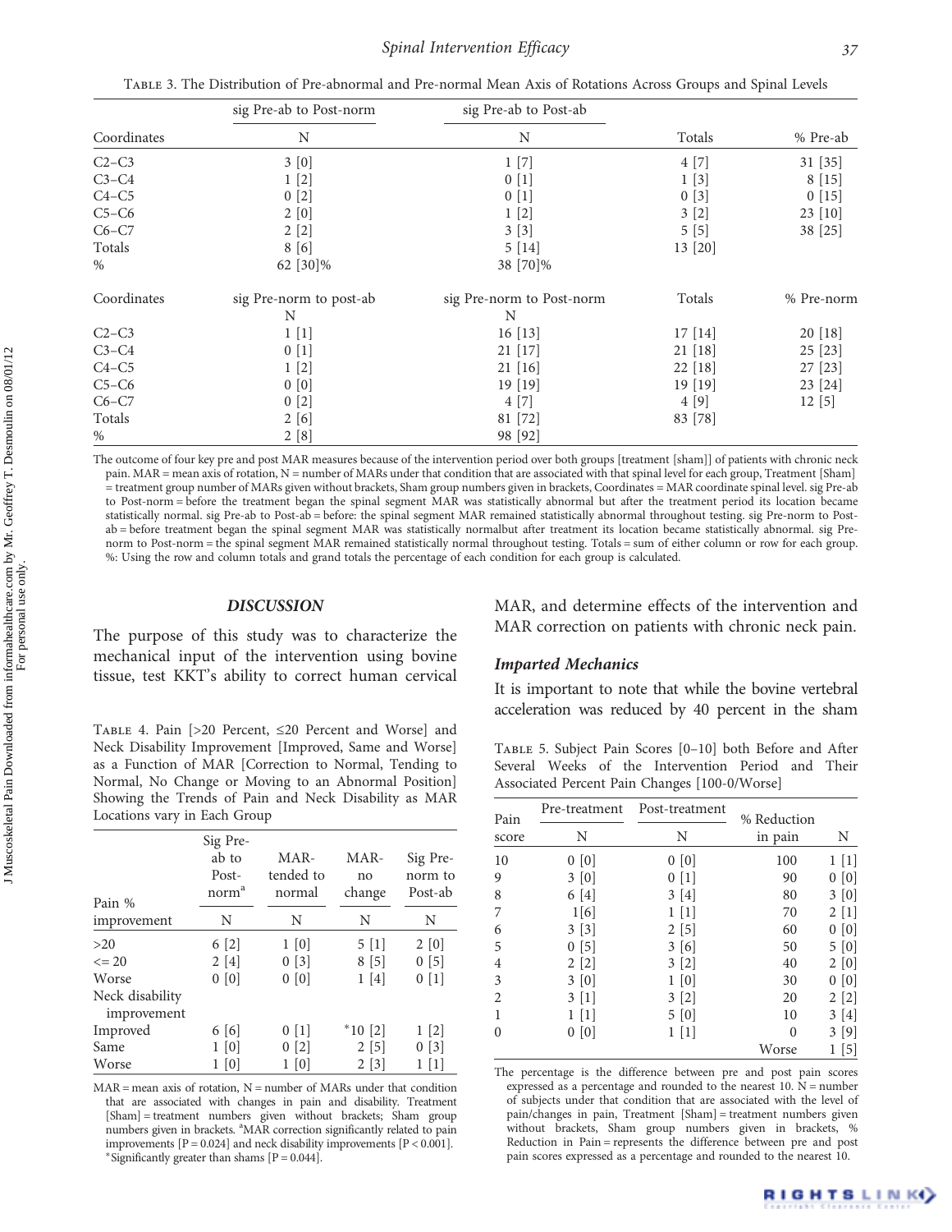Table 3. The Distribution of Pre-abnormal and Pre-normal Mean Axis of Rotations Across Groups and Spinal Levels

| Coordinates | sig Pre-ab to Post-norm N | sig Pre-ab to Post-ab N | Totals | % Pre-ab |
|---|---|---|---|---|
| C2–C3 | 3 [0] | 1 [7] | 4 [7] | 31 [35] |
| C3–C4 | 1 [2] | 0 [1] | 1 [3] | 8 [15] |
| C4–C5 | 0 [2] | 0 [1] | 0 [3] | 0 [15] |
| C5–C6 | 2 [0] | 1 [2] | 3 [2] | 23 [10] |
| C6–C7 | 2 [2] | 3 [3] | 5 [5] | 38 [25] |
| Totals | 8 [6] | 5 [14] | 13 [20] | |
| % | 62 [30]% | 38 [70]% | | |
| **Coordinates** | **sig Pre-norm to post-ab N** | **sig Pre-norm to Post-norm N** | **Totals** | **% Pre-norm** |
| C2–C3 | 1 [1] | 16 [13] | 17 [14] | 20 [18] |
| C3–C4 | 0 [1] | 21 [17] | 21 [18] | 25 [23] |
| C4–C5 | 1 [2] | 21 [16] | 22 [18] | 27 [23] |
| C5–C6 | 0 [0] | 19 [19] | 19 [19] | 23 [24] |
| C6–C7 | 0 [2] | 4 [7] | 4 [9] | 12 [5] |
| Totals | 2 [6] | 81 [72] | 83 [78] | |
| % | 2 [8] | 98 [92] | | |

The outcome of four key pre and post MAR measures because of the intervention period over both groups [treatment [sham]] of patients with chronic neck pain. MAR = mean axis of rotation, N = number of MARs under that condition that are associated with that spinal level for each group, Treatment [Sham] = treatment group number of MARs given without brackets, Sham group numbers given in brackets, Coordinates = MAR coordinate spinal level. sig Pre-ab to Post-norm = before the treatment began the spinal segment MAR was statistically abnormal but after the treatment period its location became statistically normal. sig Pre-ab to Post-ab = before: the spinal segment MAR remained statistically abnormal throughout testing. sig Pre-norm to Post-ab = before treatment began the spinal segment MAR was statistically normalbut after treatment its location became statistically abnormal. sig Pre-norm to Post-norm = the spinal segment MAR remained statistically normal throughout testing. Totals = sum of either column or row for each group. %: Using the row and column totals and grand totals the percentage of each condition for each group is calculated.

## DISCUSSION

The purpose of this study was to characterize the mechanical input of the intervention using bovine tissue, test KKT's ability to correct human cervical MAR, and determine effects of the intervention and MAR correction on patients with chronic neck pain.

### *Imparted Mechanics*

It is important to note that while the bovine vertebral acceleration was reduced by 40 percent in the sham

Table 4. Pain [>20 Percent, ≤20 Percent and Worse] and Neck Disability Improvement [Improved, Same and Worse] as a Function of MAR [Correction to Normal, Tending to Normal, No Change or Moving to an Abnormal Position] Showing the Trends of Pain and Neck Disability as MAR Locations vary in Each Group

| Pain % improvement | Sig Pre-ab to Post-norm[a] N | MAR-tended to normal N | MAR-no change N | Sig Pre-norm to Post-ab N |
|---|---|---|---|---|
| >20 | 6 [2] | 1 [0] | 5 [1] | 2 [0] |
| <= 20 | 2 [4] | 0 [3] | 8 [5] | 0 [5] |
| Worse | 0 [0] | 0 [0] | 1 [4] | 0 [1] |
| Neck disability improvement | | | | |
| Improved | 6 [6] | 0 [1] | *10 [2] | 1 [2] |
| Same | 1 [0] | 0 [2] | 2 [5] | 0 [3] |
| Worse | 1 [0] | 1 [0] | 2 [3] | 1 [1] |

MAR = mean axis of rotation, N = number of MARs under that condition that are associated with changes in pain and disability. Treatment [Sham] = treatment numbers given without brackets; Sham group numbers given in brackets. [a]MAR correction significantly related to pain improvements [P = 0.024] and neck disability improvements [P < 0.001]. *Significantly greater than shams [P = 0.044].

Table 5. Subject Pain Scores [0–10] both Before and After Several Weeks of the Intervention Period and Their Associated Percent Pain Changes [100-0/Worse]

| Pain score | Pre-treatment N | Post-treatment N | % Reduction in pain | N |
|---|---|---|---|---|
| 10 | 0 [0] | 0 [0] | 100 | 1 [1] |
| 9 | 3 [0] | 0 [1] | 90 | 0 [0] |
| 8 | 6 [4] | 3 [4] | 80 | 3 [0] |
| 7 | 1[6] | 1 [1] | 70 | 2 [1] |
| 6 | 3 [3] | 2 [5] | 60 | 0 [0] |
| 5 | 0 [5] | 3 [6] | 50 | 5 [0] |
| 4 | 2 [2] | 3 [2] | 40 | 2 [0] |
| 3 | 3 [0] | 1 [0] | 30 | 0 [0] |
| 2 | 3 [1] | 3 [2] | 20 | 2 [2] |
| 1 | 1 [1] | 5 [0] | 10 | 3 [4] |
| 0 | 0 [0] | 1 [1] | 0 | 3 [9] |
| | | | Worse | 1 [5] |

The percentage is the difference between pre and post pain scores expressed as a percentage and rounded to the nearest 10. N = number of subjects under that condition that are associated with the level of pain/changes in pain, Treatment [Sham] = treatment numbers given without brackets, Sham group numbers given in brackets, % Reduction in Pain = represents the difference between pre and post pain scores expressed as a percentage and rounded to the nearest 10.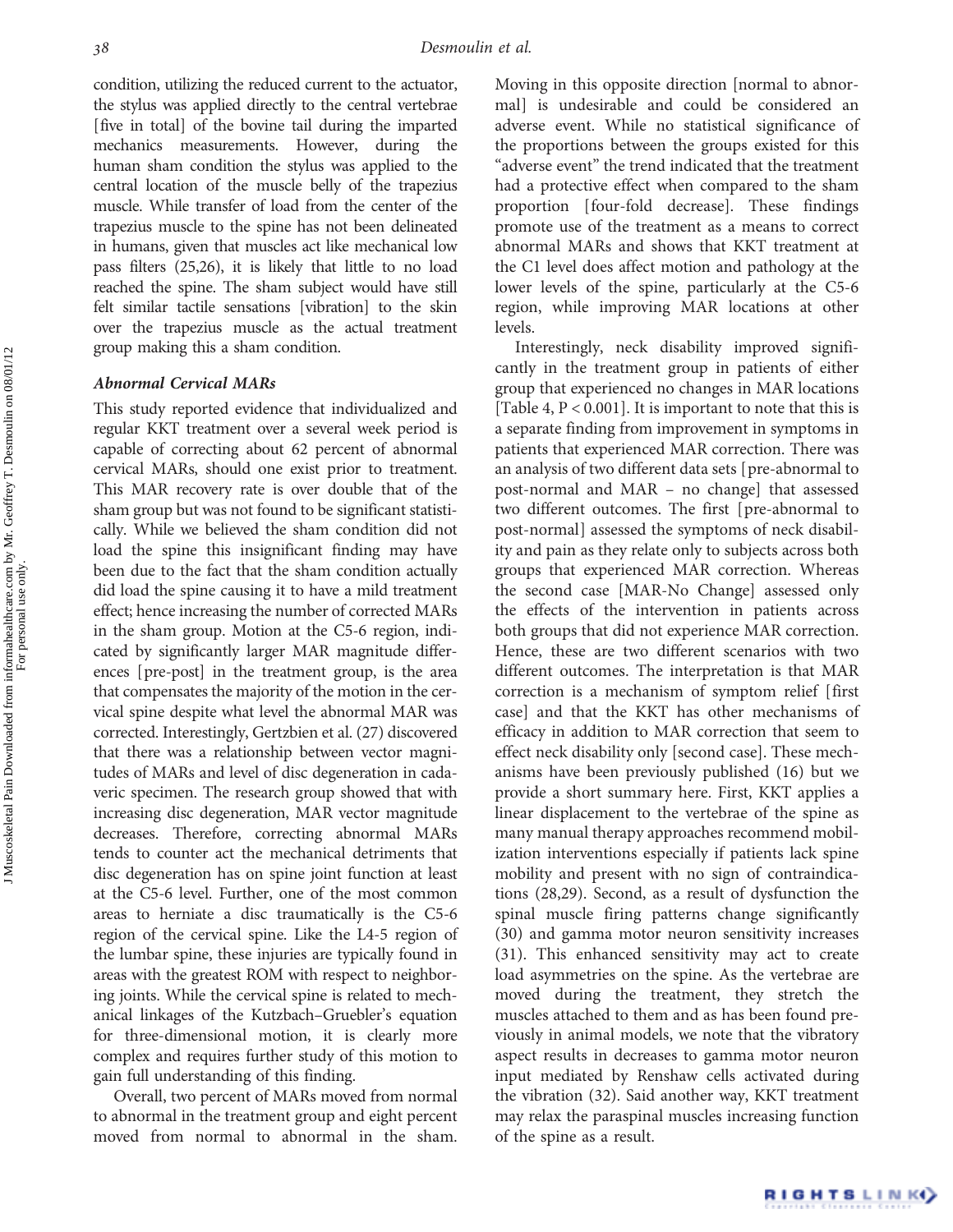condition, utilizing the reduced current to the actuator, the stylus was applied directly to the central vertebrae [five in total] of the bovine tail during the imparted mechanics measurements. However, during the human sham condition the stylus was applied to the central location of the muscle belly of the trapezius muscle. While transfer of load from the center of the trapezius muscle to the spine has not been delineated in humans, given that muscles act like mechanical low pass filters (25,26), it is likely that little to no load reached the spine. The sham subject would have still felt similar tactile sensations [vibration] to the skin over the trapezius muscle as the actual treatment group making this a sham condition.

### *Abnormal Cervical MARs*

This study reported evidence that individualized and regular KKT treatment over a several week period is capable of correcting about 62 percent of abnormal cervical MARs, should one exist prior to treatment. This MAR recovery rate is over double that of the sham group but was not found to be significant statistically. While we believed the sham condition did not load the spine this insignificant finding may have been due to the fact that the sham condition actually did load the spine causing it to have a mild treatment effect; hence increasing the number of corrected MARs in the sham group. Motion at the C5-6 region, indicated by significantly larger MAR magnitude differences [pre-post] in the treatment group, is the area that compensates the majority of the motion in the cervical spine despite what level the abnormal MAR was corrected. Interestingly, Gertzbien et al. (27) discovered that there was a relationship between vector magnitudes of MARs and level of disc degeneration in cadaveric specimen. The research group showed that with increasing disc degeneration, MAR vector magnitude decreases. Therefore, correcting abnormal MARs tends to counter act the mechanical detriments that disc degeneration has on spine joint function at least at the C5-6 level. Further, one of the most common areas to herniate a disc traumatically is the C5-6 region of the cervical spine. Like the L4-5 region of the lumbar spine, these injuries are typically found in areas with the greatest ROM with respect to neighboring joints. While the cervical spine is related to mechanical linkages of the Kutzbach–Gruebler's equation for three-dimensional motion, it is clearly more complex and requires further study of this motion to gain full understanding of this finding.

Overall, two percent of MARs moved from normal to abnormal in the treatment group and eight percent moved from normal to abnormal in the sham. Moving in this opposite direction [normal to abnormal] is undesirable and could be considered an adverse event. While no statistical significance of the proportions between the groups existed for this "adverse event" the trend indicated that the treatment had a protective effect when compared to the sham proportion [four-fold decrease]. These findings promote use of the treatment as a means to correct abnormal MARs and shows that KKT treatment at the C1 level does affect motion and pathology at the lower levels of the spine, particularly at the C5-6 region, while improving MAR locations at other levels.

Interestingly, neck disability improved significantly in the treatment group in patients of either group that experienced no changes in MAR locations [Table 4, $P < 0.001$]. It is important to note that this is a separate finding from improvement in symptoms in patients that experienced MAR correction. There was an analysis of two different data sets [pre-abnormal to post-normal and MAR – no change] that assessed two different outcomes. The first [pre-abnormal to post-normal] assessed the symptoms of neck disability and pain as they relate only to subjects across both groups that experienced MAR correction. Whereas the second case [MAR-No Change] assessed only the effects of the intervention in patients across both groups that did not experience MAR correction. Hence, these are two different scenarios with two different outcomes. The interpretation is that MAR correction is a mechanism of symptom relief [first case] and that the KKT has other mechanisms of efficacy in addition to MAR correction that seem to effect neck disability only [second case]. These mechanisms have been previously published (16) but we provide a short summary here. First, KKT applies a linear displacement to the vertebrae of the spine as many manual therapy approaches recommend mobilization interventions especially if patients lack spine mobility and present with no sign of contraindications (28,29). Second, as a result of dysfunction the spinal muscle firing patterns change significantly (30) and gamma motor neuron sensitivity increases (31). This enhanced sensitivity may act to create load asymmetries on the spine. As the vertebrae are moved during the treatment, they stretch the muscles attached to them and as has been found previously in animal models, we note that the vibratory aspect results in decreases to gamma motor neuron input mediated by Renshaw cells activated during the vibration (32). Said another way, KKT treatment may relax the paraspinal muscles increasing function of the spine as a result.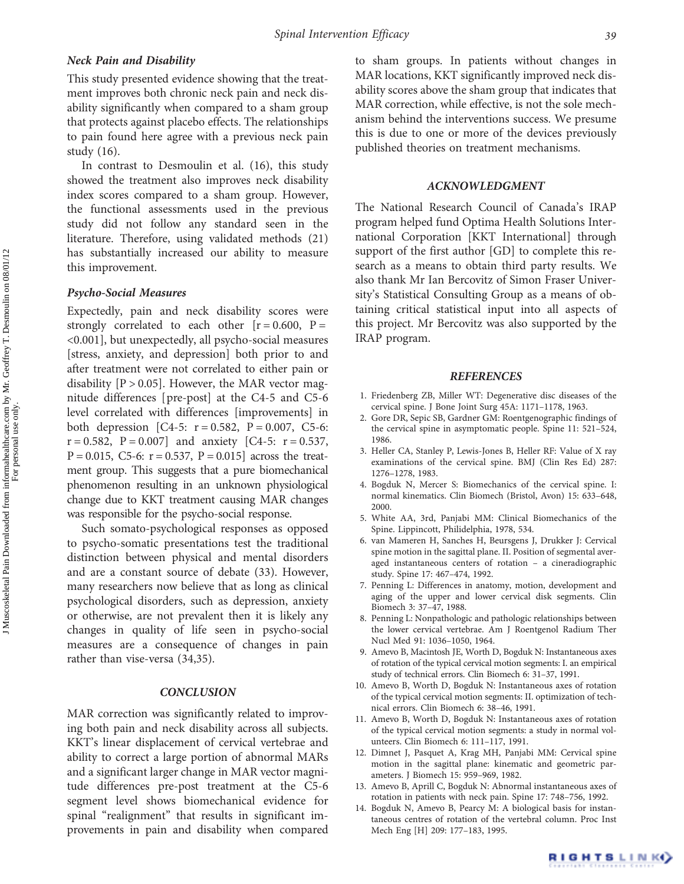### Neck Pain and Disability

This study presented evidence showing that the treatment improves both chronic neck pain and neck disability significantly when compared to a sham group that protects against placebo effects. The relationships to pain found here agree with a previous neck pain study (16).

In contrast to Desmoulin et al. (16), this study showed the treatment also improves neck disability index scores compared to a sham group. However, the functional assessments used in the previous study did not follow any standard seen in the literature. Therefore, using validated methods (21) has substantially increased our ability to measure this improvement.

### Psycho-Social Measures

Expectedly, pain and neck disability scores were strongly correlated to each other [$r = 0.600$, $P = <0.001$], but unexpectedly, all psycho-social measures [stress, anxiety, and depression] both prior to and after treatment were not correlated to either pain or disability [$P > 0.05$]. However, the MAR vector magnitude differences [pre-post] at the C4-5 and C5-6 level correlated with differences [improvements] in both depression [C4-5: $r = 0.582$, $P = 0.007$, C5-6: $r = 0.582$, $P = 0.007$] and anxiety [C4-5: $r = 0.537$, $P = 0.015$, C5-6: $r = 0.537$, $P = 0.015$] across the treatment group. This suggests that a pure biomechanical phenomenon resulting in an unknown physiological change due to KKT treatment causing MAR changes was responsible for the psycho-social response.

Such somato-psychological responses as opposed to psycho-somatic presentations test the traditional distinction between physical and mental disorders and are a constant source of debate (33). However, many researchers now believe that as long as clinical psychological disorders, such as depression, anxiety or otherwise, are not prevalent then it is likely any changes in quality of life seen in psycho-social measures are a consequence of changes in pain rather than vise-versa (34,35).

## CONCLUSION

MAR correction was significantly related to improving both pain and neck disability across all subjects. KKT's linear displacement of cervical vertebrae and ability to correct a large portion of abnormal MARs and a significant larger change in MAR vector magnitude differences pre-post treatment at the C5-6 segment level shows biomechanical evidence for spinal "realignment" that results in significant improvements in pain and disability when compared to sham groups. In patients without changes in MAR locations, KKT significantly improved neck disability scores above the sham group that indicates that MAR correction, while effective, is not the sole mechanism behind the interventions success. We presume this is due to one or more of the devices previously published theories on treatment mechanisms.

## ACKNOWLEDGMENT

The National Research Council of Canada's IRAP program helped fund Optima Health Solutions International Corporation [KKT International] through support of the first author [GD] to complete this research as a means to obtain third party results. We also thank Mr Ian Bercovitz of Simon Fraser University's Statistical Consulting Group as a means of obtaining critical statistical input into all aspects of this project. Mr Bercovitz was also supported by the IRAP program.

## REFERENCES

1. Friedenberg ZB, Miller WT: Degenerative disc diseases of the cervical spine. J Bone Joint Surg 45A: 1171–1178, 1963.
2. Gore DR, Sepic SB, Gardner GM: Roentgenographic findings of the cervical spine in asymptomatic people. Spine 11: 521–524, 1986.
3. Heller CA, Stanley P, Lewis-Jones B, Heller RF: Value of X ray examinations of the cervical spine. BMJ (Clin Res Ed) 287: 1276–1278, 1983.
4. Bogduk N, Mercer S: Biomechanics of the cervical spine. I: normal kinematics. Clin Biomech (Bristol, Avon) 15: 633–648, 2000.
5. White AA, 3rd, Panjabi MM: Clinical Biomechanics of the Spine. Lippincott, Philidelphia, 1978, 534.
6. van Mameren H, Sanches H, Beursgens J, Drukker J: Cervical spine motion in the sagittal plane. II. Position of segmental averaged instantaneous centers of rotation – a cineradiographic study. Spine 17: 467–474, 1992.
7. Penning L: Differences in anatomy, motion, development and aging of the upper and lower cervical disk segments. Clin Biomech 3: 37–47, 1988.
8. Penning L: Nonpathologic and pathologic relationships between the lower cervical vertebrae. Am J Roentgenol Radium Ther Nucl Med 91: 1036–1050, 1964.
9. Amevo B, Macintosh JE, Worth D, Bogduk N: Instantaneous axes of rotation of the typical cervical motion segments: I. an empirical study of technical errors. Clin Biomech 6: 31–37, 1991.
10. Amevo B, Worth D, Bogduk N: Instantaneous axes of rotation of the typical cervical motion segments: II. optimization of technical errors. Clin Biomech 6: 38–46, 1991.
11. Amevo B, Worth D, Bogduk N: Instantaneous axes of rotation of the typical cervical motion segments: a study in normal volunteers. Clin Biomech 6: 111–117, 1991.
12. Dimnet J, Pasquet A, Krag MH, Panjabi MM: Cervical spine motion in the sagittal plane: kinematic and geometric parameters. J Biomech 15: 959–969, 1982.
13. Amevo B, Aprill C, Bogduk N: Abnormal instantaneous axes of rotation in patients with neck pain. Spine 17: 748–756, 1992.
14. Bogduk N, Amevo B, Pearcy M: A biological basis for instantaneous centres of rotation of the vertebral column. Proc Inst Mech Eng [H] 209: 177–183, 1995.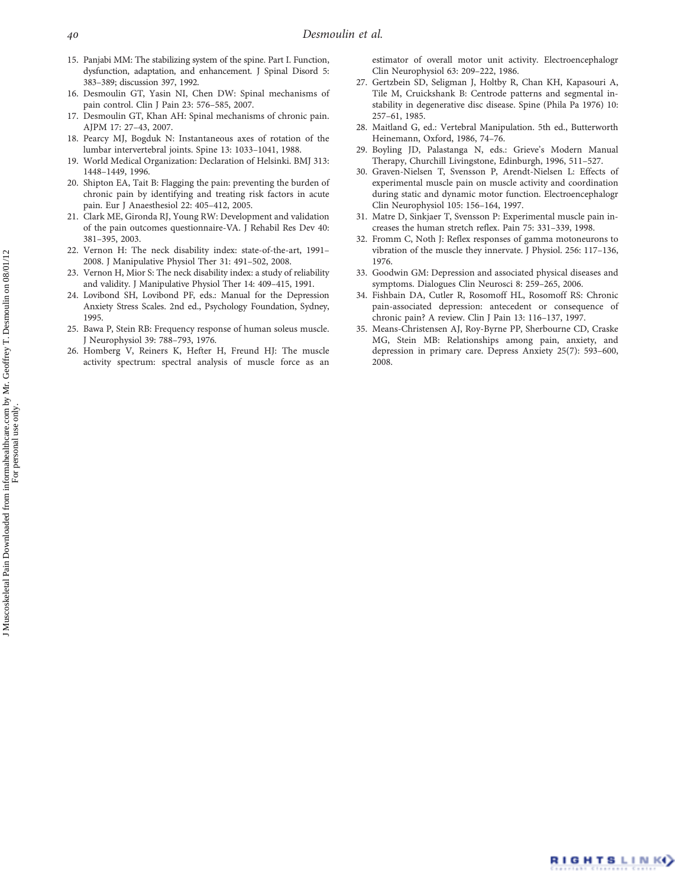15. Panjabi MM: The stabilizing system of the spine. Part I. Function, dysfunction, adaptation, and enhancement. J Spinal Disord 5: 383–389; discussion 397, 1992.
16. Desmoulin GT, Yasin NI, Chen DW: Spinal mechanisms of pain control. Clin J Pain 23: 576–585, 2007.
17. Desmoulin GT, Khan AH: Spinal mechanisms of chronic pain. AJPM 17: 27–43, 2007.
18. Pearcy MJ, Bogduk N: Instantaneous axes of rotation of the lumbar intervertebral joints. Spine 13: 1033–1041, 1988.
19. World Medical Organization: Declaration of Helsinki. BMJ 313: 1448–1449, 1996.
20. Shipton EA, Tait B: Flagging the pain: preventing the burden of chronic pain by identifying and treating risk factors in acute pain. Eur J Anaesthesiol 22: 405–412, 2005.
21. Clark ME, Gironda RJ, Young RW: Development and validation of the pain outcomes questionnaire-VA. J Rehabil Res Dev 40: 381–395, 2003.
22. Vernon H: The neck disability index: state-of-the-art, 1991–2008. J Manipulative Physiol Ther 31: 491–502, 2008.
23. Vernon H, Mior S: The neck disability index: a study of reliability and validity. J Manipulative Physiol Ther 14: 409–415, 1991.
24. Lovibond SH, Lovibond PF, eds.: Manual for the Depression Anxiety Stress Scales. 2nd ed., Psychology Foundation, Sydney, 1995.
25. Bawa P, Stein RB: Frequency response of human soleus muscle. J Neurophysiol 39: 788–793, 1976.
26. Homberg V, Reiners K, Hefter H, Freund HJ: The muscle activity spectrum: spectral analysis of muscle force as an estimator of overall motor unit activity. Electroencephalogr Clin Neurophysiol 63: 209–222, 1986.
27. Gertzbein SD, Seligman J, Holtby R, Chan KH, Kapasouri A, Tile M, Cruickshank B: Centrode patterns and segmental instability in degenerative disc disease. Spine (Phila Pa 1976) 10: 257–61, 1985.
28. Maitland G, ed.: Vertebral Manipulation. 5th ed., Butterworth Heinemann, Oxford, 1986, 74–76.
29. Boyling JD, Palastanga N, eds.: Grieve's Modern Manual Therapy, Churchill Livingstone, Edinburgh, 1996, 511–527.
30. Graven-Nielsen T, Svensson P, Arendt-Nielsen L: Effects of experimental muscle pain on muscle activity and coordination during static and dynamic motor function. Electroencephalogr Clin Neurophysiol 105: 156–164, 1997.
31. Matre D, Sinkjaer T, Svensson P: Experimental muscle pain increases the human stretch reflex. Pain 75: 331–339, 1998.
32. Fromm C, Noth J: Reflex responses of gamma motoneurons to vibration of the muscle they innervate. J Physiol. 256: 117–136, 1976.
33. Goodwin GM: Depression and associated physical diseases and symptoms. Dialogues Clin Neurosci 8: 259–265, 2006.
34. Fishbain DA, Cutler R, Rosomoff HL, Rosomoff RS: Chronic pain-associated depression: antecedent or consequence of chronic pain? A review. Clin J Pain 13: 116–137, 1997.
35. Means-Christensen AJ, Roy-Byrne PP, Sherbourne CD, Craske MG, Stein MB: Relationships among pain, anxiety, and depression in primary care. Depress Anxiety 25(7): 593–600, 2008.